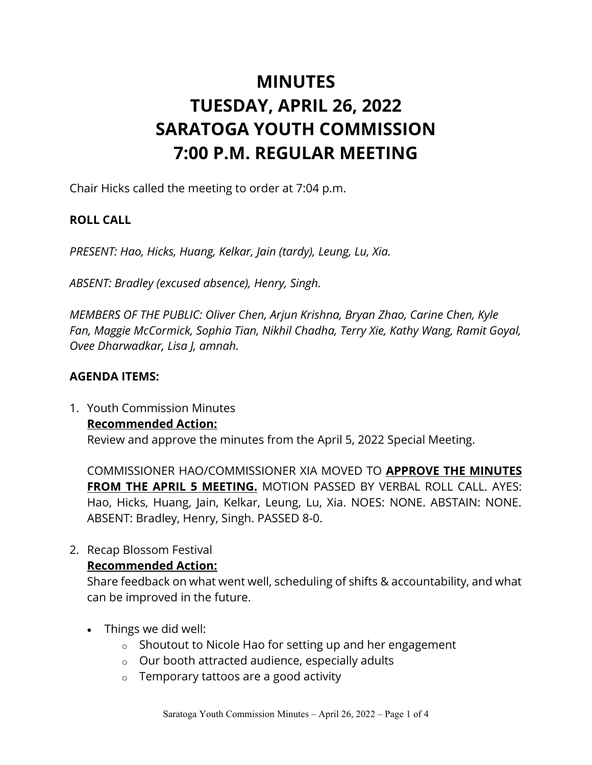# MINUTES
# TUESDAY, APRIL 26, 2022
# SARATOGA YOUTH COMMISSION
# 7:00 P.M. REGULAR MEETING

Chair Hicks called the meeting to order at 7:04 p.m.

**ROLL CALL**

*PRESENT: Hao, Hicks, Huang, Kelkar, Jain (tardy), Leung, Lu, Xia.*

*ABSENT: Bradley (excused absence), Henry, Singh.*

*MEMBERS OF THE PUBLIC: Oliver Chen, Arjun Krishna, Bryan Zhao, Carine Chen, Kyle Fan, Maggie McCormick, Sophia Tian, Nikhil Chadha, Terry Xie, Kathy Wang, Ramit Goyal, Ovee Dharwadkar, Lisa J, amnah.*

**AGENDA ITEMS:**

1. Youth Commission Minutes
   **Recommended Action:**
   Review and approve the minutes from the April 5, 2022 Special Meeting.

   COMMISSIONER HAO/COMMISSIONER XIA MOVED TO **APPROVE THE MINUTES FROM THE APRIL 5 MEETING.** MOTION PASSED BY VERBAL ROLL CALL. AYES: Hao, Hicks, Huang, Jain, Kelkar, Leung, Lu, Xia. NOES: NONE. ABSTAIN: NONE. ABSENT: Bradley, Henry, Singh. PASSED 8-0.

2. Recap Blossom Festival
   **Recommended Action:**
   Share feedback on what went well, scheduling of shifts & accountability, and what can be improved in the future.

   - Things we did well:
     - Shoutout to Nicole Hao for setting up and her engagement
     - Our booth attracted audience, especially adults
     - Temporary tattoos are a good activity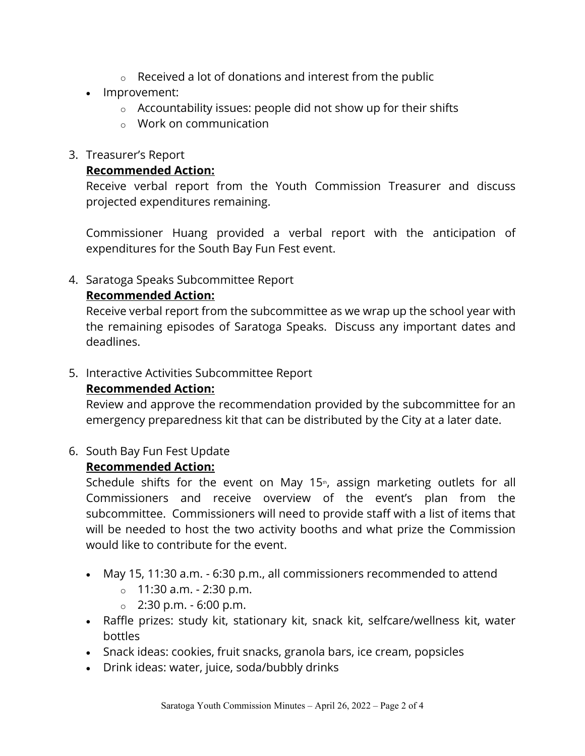- Received a lot of donations and interest from the public

- Improvement:
  - Accountability issues: people did not show up for their shifts
  - Work on communication

3. Treasurer's Report

   **Recommended Action:**

   Receive verbal report from the Youth Commission Treasurer and discuss projected expenditures remaining.

   Commissioner Huang provided a verbal report with the anticipation of expenditures for the South Bay Fun Fest event.

4. Saratoga Speaks Subcommittee Report

   **Recommended Action:**

   Receive verbal report from the subcommittee as we wrap up the school year with the remaining episodes of Saratoga Speaks. Discuss any important dates and deadlines.

5. Interactive Activities Subcommittee Report

   **Recommended Action:**

   Review and approve the recommendation provided by the subcommittee for an emergency preparedness kit that can be distributed by the City at a later date.

6. South Bay Fun Fest Update

   **Recommended Action:**

   Schedule shifts for the event on May 15th, assign marketing outlets for all Commissioners and receive overview of the event's plan from the subcommittee. Commissioners will need to provide staff with a list of items that will be needed to host the two activity booths and what prize the Commission would like to contribute for the event.

   - May 15, 11:30 a.m. - 6:30 p.m., all commissioners recommended to attend
     - 11:30 a.m. - 2:30 p.m.
     - 2:30 p.m. - 6:00 p.m.
   - Raffle prizes: study kit, stationary kit, snack kit, selfcare/wellness kit, water bottles
   - Snack ideas: cookies, fruit snacks, granola bars, ice cream, popsicles
   - Drink ideas: water, juice, soda/bubbly drinks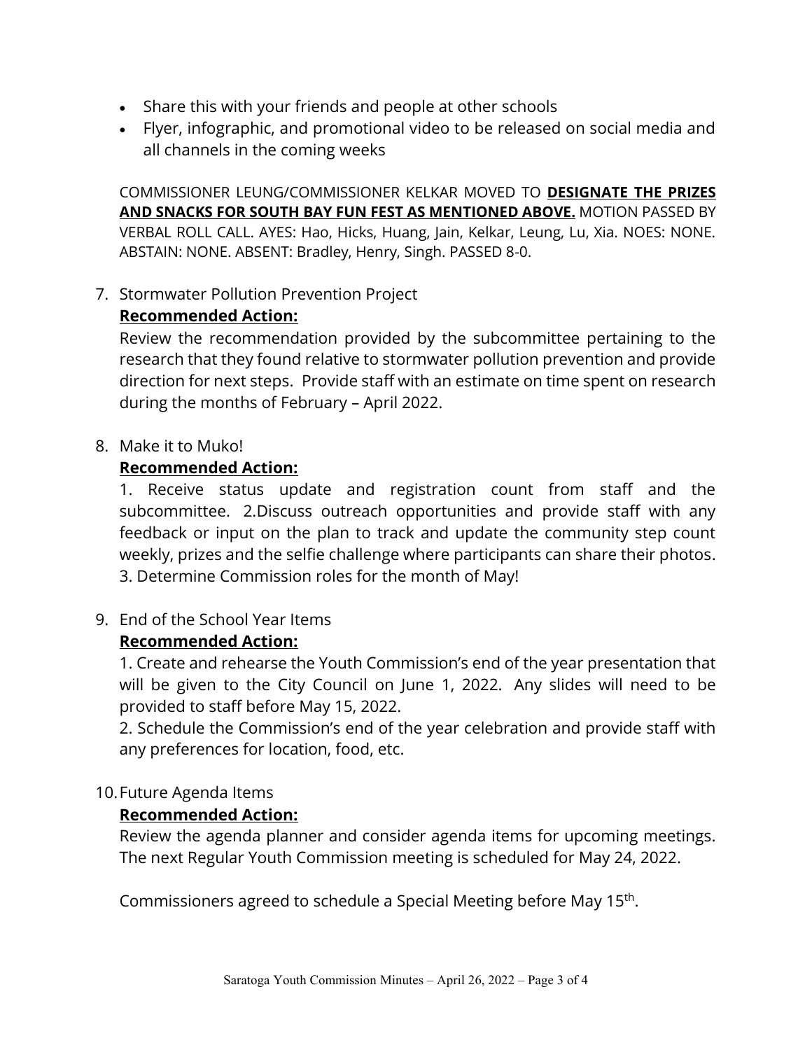- Share this with your friends and people at other schools
- Flyer, infographic, and promotional video to be released on social media and all channels in the coming weeks

COMMISSIONER LEUNG/COMMISSIONER KELKAR MOVED TO **DESIGNATE THE PRIZES AND SNACKS FOR SOUTH BAY FUN FEST AS MENTIONED ABOVE.** MOTION PASSED BY VERBAL ROLL CALL. AYES: Hao, Hicks, Huang, Jain, Kelkar, Leung, Lu, Xia. NOES: NONE. ABSTAIN: NONE. ABSENT: Bradley, Henry, Singh. PASSED 8-0.

7. Stormwater Pollution Prevention Project

   **Recommended Action:**

   Review the recommendation provided by the subcommittee pertaining to the research that they found relative to stormwater pollution prevention and provide direction for next steps. Provide staff with an estimate on time spent on research during the months of February – April 2022.

8. Make it to Muko!

   **Recommended Action:**

   1. Receive status update and registration count from staff and the subcommittee. 2.Discuss outreach opportunities and provide staff with any feedback or input on the plan to track and update the community step count weekly, prizes and the selfie challenge where participants can share their photos. 3. Determine Commission roles for the month of May!

9. End of the School Year Items

   **Recommended Action:**

   1. Create and rehearse the Youth Commission's end of the year presentation that will be given to the City Council on June 1, 2022. Any slides will need to be provided to staff before May 15, 2022.

   2. Schedule the Commission's end of the year celebration and provide staff with any preferences for location, food, etc.

10. Future Agenda Items

    **Recommended Action:**

    Review the agenda planner and consider agenda items for upcoming meetings. The next Regular Youth Commission meeting is scheduled for May 24, 2022.

    Commissioners agreed to schedule a Special Meeting before May 15th.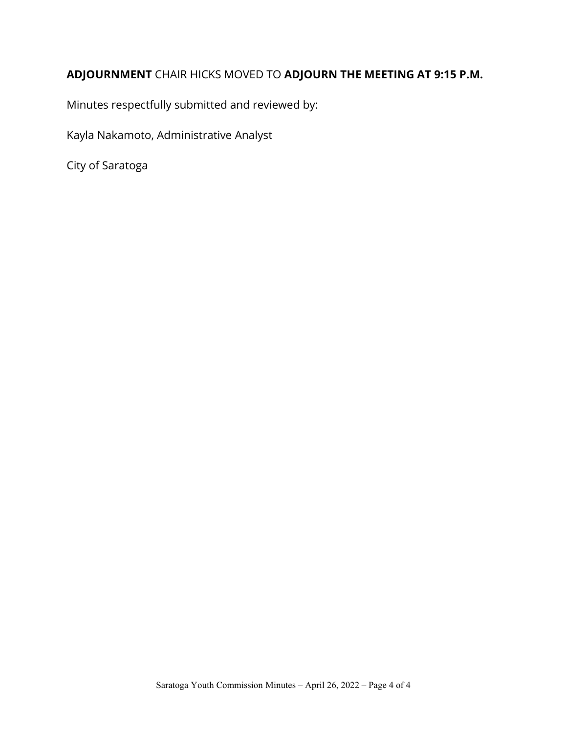**ADJOURNMENT** CHAIR HICKS MOVED TO **<u>ADJOURN THE MEETING AT 9:15 P.M.</u>**

Minutes respectfully submitted and reviewed by:

Kayla Nakamoto, Administrative Analyst

City of Saratoga